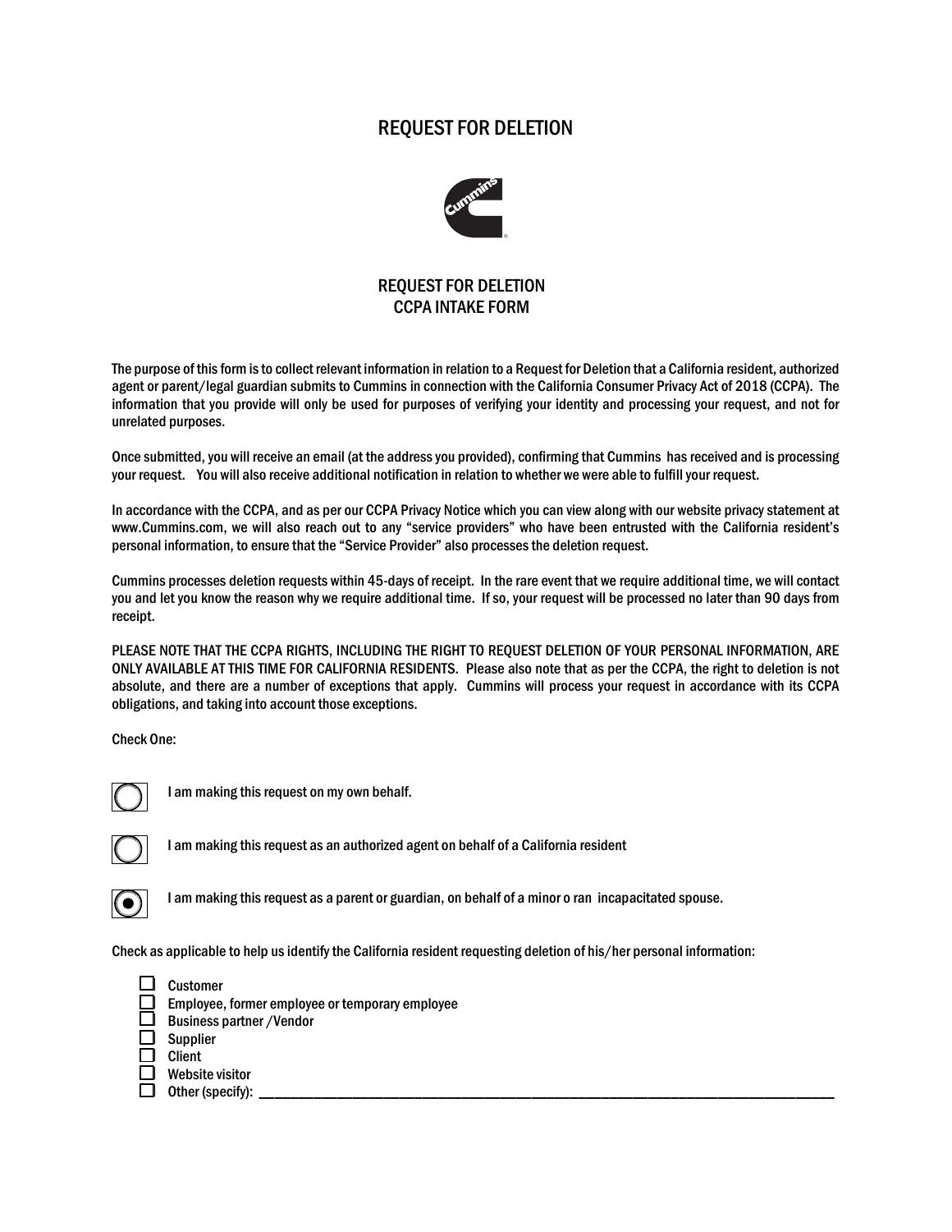# REQUEST FOR DELETION

## REQUEST FOR DELETION
## CCPA INTAKE FORM

The purpose of this form is to collect relevant information in relation to a Request for Deletion that a California resident, authorized agent or parent/legal guardian submits to Cummins in connection with the California Consumer Privacy Act of 2018 (CCPA). The information that you provide will only be used for purposes of verifying your identity and processing your request, and not for unrelated purposes.

Once submitted, you will receive an email (at the address you provided), confirming that Cummins has received and is processing your request. You will also receive additional notification in relation to whether we were able to fulfill your request.

In accordance with the CCPA, and as per our CCPA Privacy Notice which you can view along with our website privacy statement at www.Cummins.com, we will also reach out to any "service providers" who have been entrusted with the California resident's personal information, to ensure that the "Service Provider" also processes the deletion request.

Cummins processes deletion requests within 45-days of receipt. In the rare event that we require additional time, we will contact you and let you know the reason why we require additional time. If so, your request will be processed no later than 90 days from receipt.

PLEASE NOTE THAT THE CCPA RIGHTS, INCLUDING THE RIGHT TO REQUEST DELETION OF YOUR PERSONAL INFORMATION, ARE ONLY AVAILABLE AT THIS TIME FOR CALIFORNIA RESIDENTS. Please also note that as per the CCPA, the right to deletion is not absolute, and there are a number of exceptions that apply. Cummins will process your request in accordance with its CCPA obligations, and taking into account those exceptions.

Check One:

- ○ I am making this request on my own behalf.
- ○ I am making this request as an authorized agent on behalf of a California resident
- ◉ I am making this request as a parent or guardian, on behalf of a minor o ran incapacitated spouse.

Check as applicable to help us identify the California resident requesting deletion of his/her personal information:

- ☐ Customer
- ☐ Employee, former employee or temporary employee
- ☐ Business partner /Vendor
- ☐ Supplier
- ☐ Client
- ☐ Website visitor
- ☐ Other (specify): ______________________________________________________________________________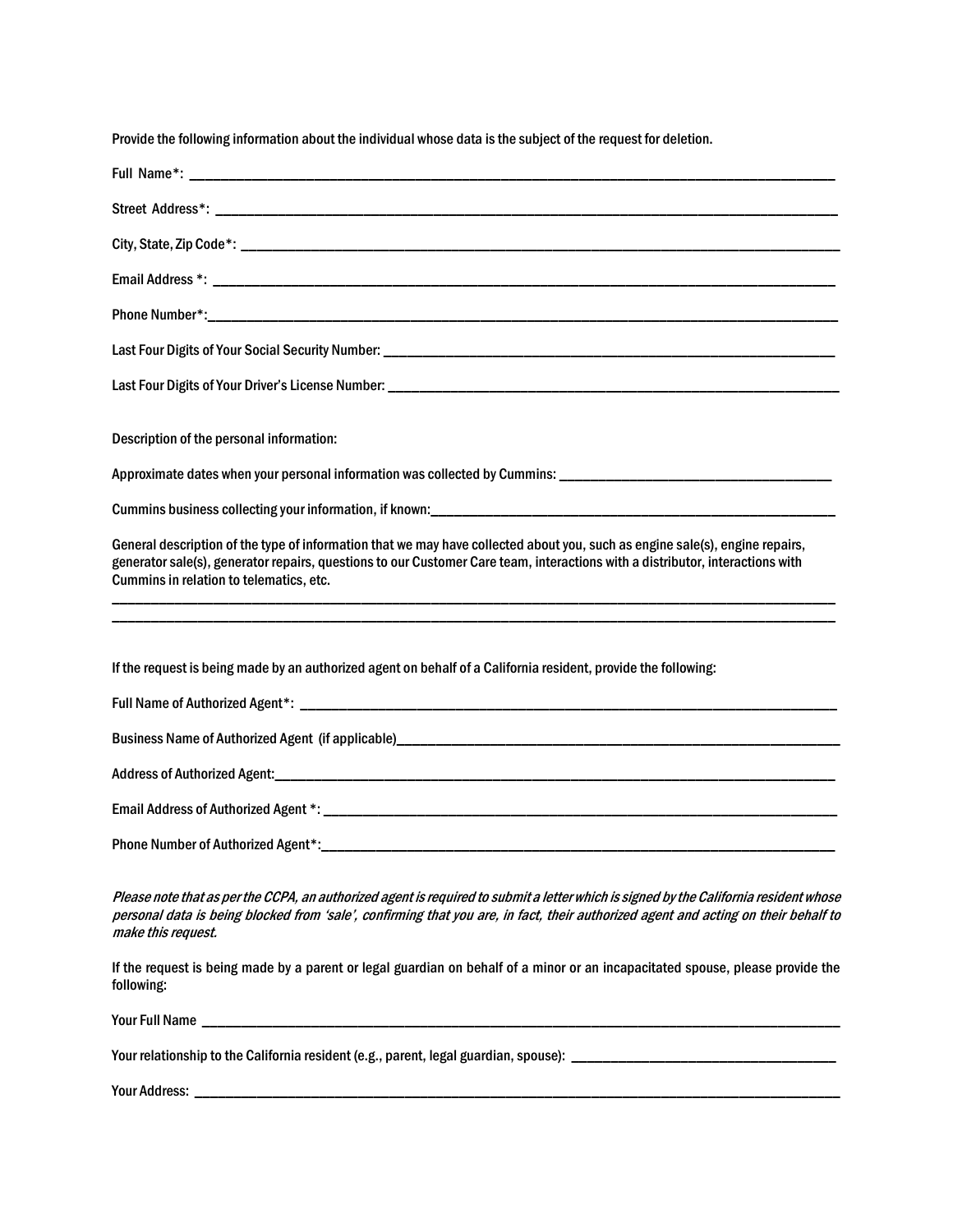Provide the following information about the individual whose data is the subject of the request for deletion.

Full Name*: ______________________________________________________________________________

Street Address*: ___________________________________________________________________________

City, State, Zip Code*: ______________________________________________________________________

Email Address *: ___________________________________________________________________________

Phone Number*:____________________________________________________________________________

Last Four Digits of Your Social Security Number: _______________________________________________

Last Four Digits of Your Driver's License Number: ______________________________________________

Description of the personal information:

Approximate dates when your personal information was collected by Cummins: ______________________________

Cummins business collecting your information, if known:______________________________________________

General description of the type of information that we may have collected about you, such as engine sale(s), engine repairs, generator sale(s), generator repairs, questions to our Customer Care team, interactions with a distributor, interactions with Cummins in relation to telematics, etc.

____________________________________________________________________________________________
____________________________________________________________________________________________

If the request is being made by an authorized agent on behalf of a California resident, provide the following:

Full Name of Authorized Agent*: ________________________________________________________________

Business Name of Authorized Agent (if applicable)____________________________________________________

Address of Authorized Agent:_________________________________________________________________

Email Address of Authorized Agent *: ____________________________________________________________

Phone Number of Authorized Agent*:_____________________________________________________________

*Please note that as per the CCPA, an authorized agent is required to submit a letter which is signed by the California resident whose personal data is being blocked from 'sale', confirming that you are, in fact, their authorized agent and acting on their behalf to make this request.*

If the request is being made by a parent or legal guardian on behalf of a minor or an incapacitated spouse, please provide the following:

Your Full Name ______________________________________________________________________________

Your relationship to the California resident (e.g., parent, legal guardian, spouse): ______________________________

Your Address: ______________________________________________________________________________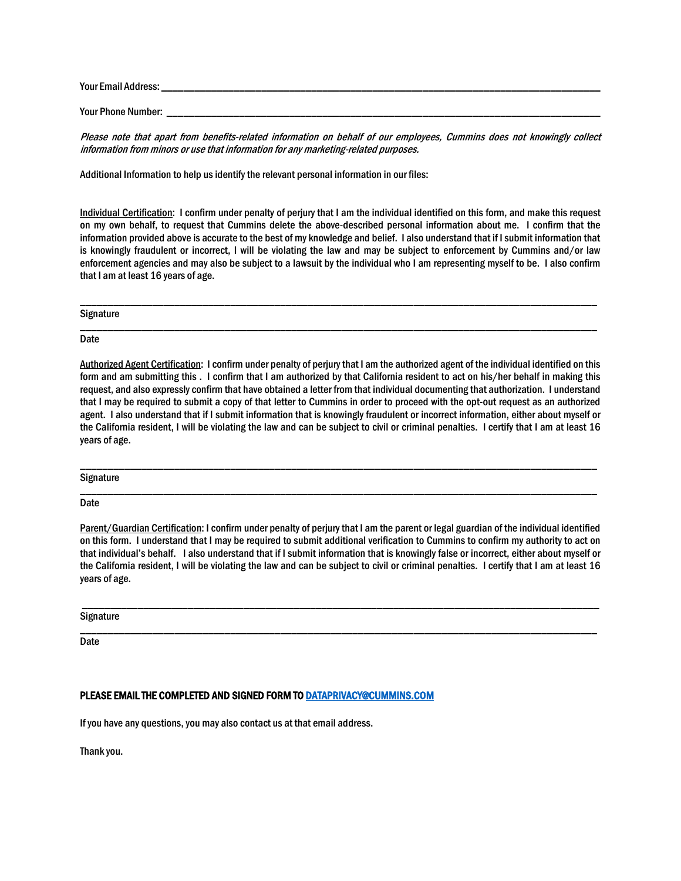Your Email Address: ___________________________________________________________________________

Your Phone Number: ___________________________________________________________________________

*Please note that apart from benefits-related information on behalf of our employees, Cummins does not knowingly collect information from minors or use that information for any marketing-related purposes.*

Additional Information to help us identify the relevant personal information in our files:

Individual Certification: I confirm under penalty of perjury that I am the individual identified on this form, and make this request on my own behalf, to request that Cummins delete the above-described personal information about me. I confirm that the information provided above is accurate to the best of my knowledge and belief. I also understand that if I submit information that is knowingly fraudulent or incorrect, I will be violating the law and may be subject to enforcement by Cummins and/or law enforcement agencies and may also be subject to a lawsuit by the individual who I am representing myself to be. I also confirm that I am at least 16 years of age.

___________________________________________________________________________

Signature

___________________________________________________________________________

Date

Authorized Agent Certification: I confirm under penalty of perjury that I am the authorized agent of the individual identified on this form and am submitting this . I confirm that I am authorized by that California resident to act on his/her behalf in making this request, and also expressly confirm that have obtained a letter from that individual documenting that authorization. I understand that I may be required to submit a copy of that letter to Cummins in order to proceed with the opt-out request as an authorized agent. I also understand that if I submit information that is knowingly fraudulent or incorrect information, either about myself or the California resident, I will be violating the law and can be subject to civil or criminal penalties. I certify that I am at least 16 years of age.

___________________________________________________________________________

Signature

___________________________________________________________________________

Date

Parent/Guardian Certification: I confirm under penalty of perjury that I am the parent or legal guardian of the individual identified on this form. I understand that I may be required to submit additional verification to Cummins to confirm my authority to act on that individual's behalf. I also understand that if I submit information that is knowingly false or incorrect, either about myself or the California resident, I will be violating the law and can be subject to civil or criminal penalties. I certify that I am at least 16 years of age.

___________________________________________________________________________

Signature

___________________________________________________________________________

Date

**PLEASE EMAIL THE COMPLETED AND SIGNED FORM TO [DATAPRIVACY@CUMMINS.COM](mailto:DATAPRIVACY@CUMMINS.COM)**

If you have any questions, you may also contact us at that email address.

Thank you.